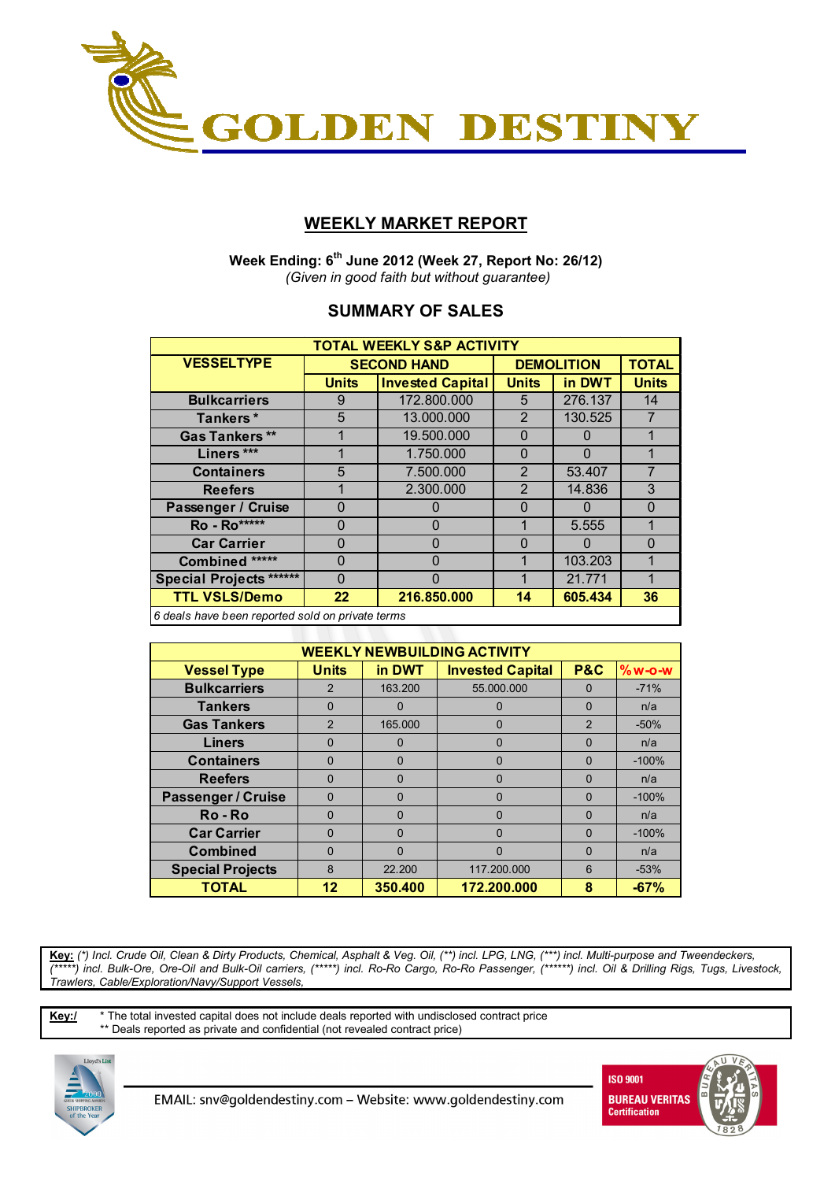GOLDEN DESTINY

# WEEKLY MARKET REPORT

**Week Ending: 6th June 2012 (Week 27, Report No: 26/12)**
*(Given in good faith but without guarantee)*

## SUMMARY OF SALES

| TOTAL WEEKLY S&P ACTIVITY | | | | | |
|---|---|---|---|---|---|
| VESSELTYPE | SECOND HAND | | DEMOLITION | | TOTAL |
| | Units | Invested Capital | Units | in DWT | Units |
| Bulkcarriers | 9 | 172.800.000 | 5 | 276.137 | 14 |
| Tankers * | 5 | 13.000.000 | 2 | 130.525 | 7 |
| Gas Tankers ** | 1 | 19.500.000 | 0 | 0 | 1 |
| Liners *** | 1 | 1.750.000 | 0 | 0 | 1 |
| Containers | 5 | 7.500.000 | 2 | 53.407 | 7 |
| Reefers | 1 | 2.300.000 | 2 | 14.836 | 3 |
| Passenger / Cruise | 0 | 0 | 0 | 0 | 0 |
| Ro - Ro***** | 0 | 0 | 1 | 5.555 | 1 |
| Car Carrier | 0 | 0 | 0 | 0 | 0 |
| Combined ***** | 0 | 0 | 1 | 103.203 | 1 |
| Special Projects ****** | 0 | 0 | 1 | 21.771 | 1 |
| **TTL VSLS/Demo** | **22** | **216.850.000** | **14** | **605.434** | **36** |

*6 deals have been reported sold on private terms*

| WEEKLY NEWBUILDING ACTIVITY | | | | | |
|---|---|---|---|---|---|
| Vessel Type | Units | in DWT | Invested Capital | P&C | %w-o-w |
| Bulkcarriers | 2 | 163.200 | 55.000.000 | 0 | -71% |
| Tankers | 0 | 0 | 0 | 0 | n/a |
| Gas Tankers | 2 | 165.000 | 0 | 2 | -50% |
| Liners | 0 | 0 | 0 | 0 | n/a |
| Containers | 0 | 0 | 0 | 0 | -100% |
| Reefers | 0 | 0 | 0 | 0 | n/a |
| Passenger / Cruise | 0 | 0 | 0 | 0 | -100% |
| Ro - Ro | 0 | 0 | 0 | 0 | n/a |
| Car Carrier | 0 | 0 | 0 | 0 | -100% |
| Combined | 0 | 0 | 0 | 0 | n/a |
| Special Projects | 8 | 22.200 | 117.200.000 | 6 | -53% |
| **TOTAL** | **12** | **350.400** | **172.200.000** | **8** | **-67%** |

**Key:** *(\*) Incl. Crude Oil, Clean & Dirty Products, Chemical, Asphalt & Veg. Oil, (\*\*) incl. LPG, LNG, (\*\*\*) incl. Multi-purpose and Tweendeckers, (\*\*\*\*\*) incl. Bulk-Ore, Ore-Oil and Bulk-Oil carriers, (\*\*\*\*\*) incl. Ro-Ro Cargo, Ro-Ro Passenger, (\*\*\*\*\*\*) incl. Oil & Drilling Rigs, Tugs, Livestock, Trawlers, Cable/Exploration/Navy/Support Vessels,*

**Key:/** * The total invested capital does not include deals reported with undisclosed contract price
** Deals reported as private and confidential (not revealed contract price)

EMAIL: snv@goldendestiny.com – Website: www.goldendestiny.com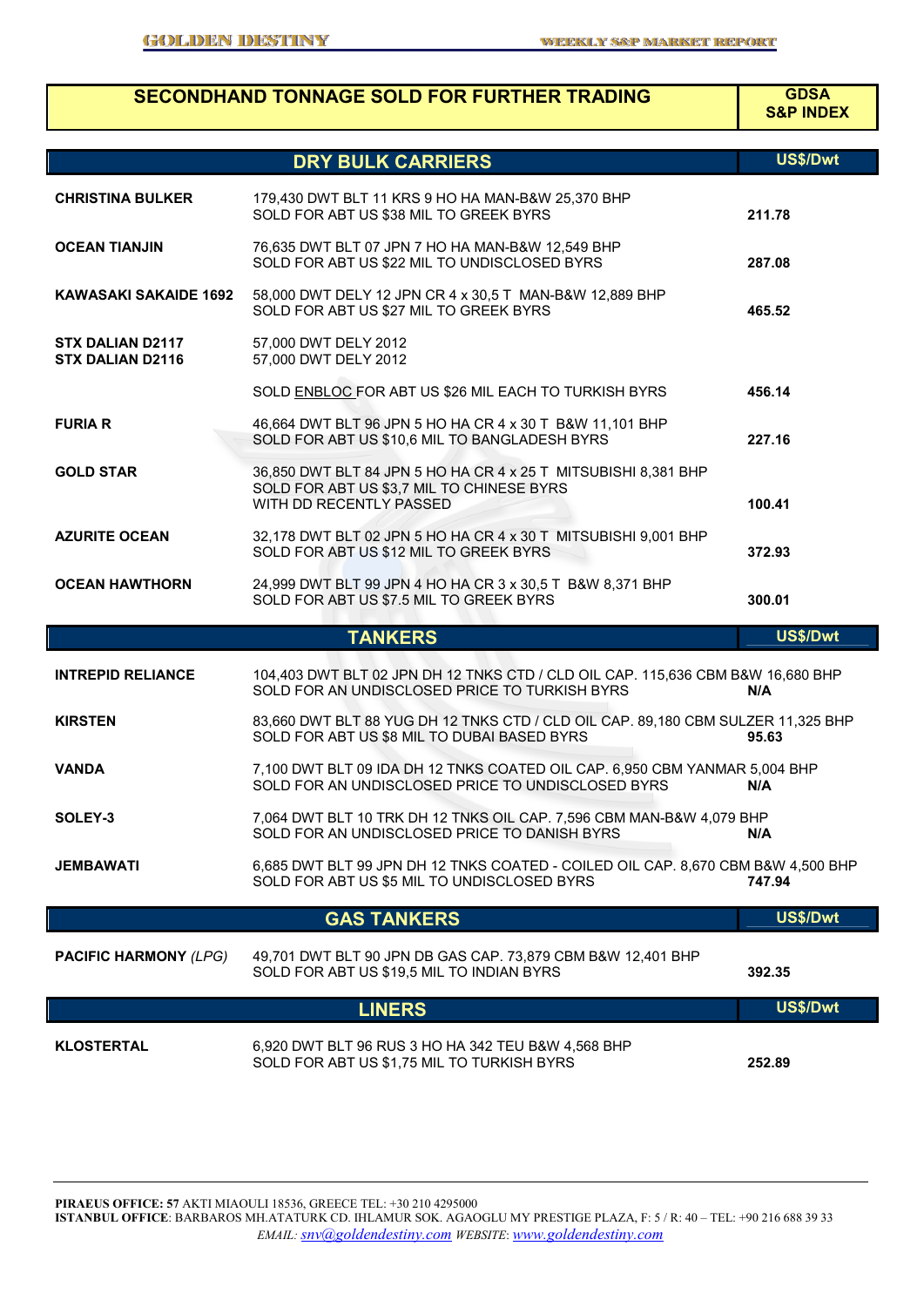# SECONDHAND TONNAGE SOLD FOR FURTHER TRADING

**GDSA S&P INDEX**

## DRY BULK CARRIERS

| Vessel | Details | US$/Dwt |
|---|---|---|
| **CHRISTINA BULKER** | 179,430 DWT BLT 11 KRS 9 HO HA MAN-B&W 25,370 BHP<br>SOLD FOR ABT US $38 MIL TO GREEK BYRS | **211.78** |
| **OCEAN TIANJIN** | 76,635 DWT BLT 07 JPN 7 HO HA MAN-B&W 12,549 BHP<br>SOLD FOR ABT US $22 MIL TO UNDISCLOSED BYRS | **287.08** |
| **KAWASAKI SAKAIDE 1692** | 58,000 DWT DELY 12 JPN CR 4 x 30,5 T MAN-B&W 12,889 BHP<br>SOLD FOR ABT US $27 MIL TO GREEK BYRS | **465.52** |
| **STX DALIAN D2117**<br>**STX DALIAN D2116** | 57,000 DWT DELY 2012<br>57,000 DWT DELY 2012<br>SOLD ENBLOC FOR ABT US $26 MIL EACH TO TURKISH BYRS | **456.14** |
| **FURIA R** | 46,664 DWT BLT 96 JPN 5 HO HA CR 4 x 30 T B&W 11,101 BHP<br>SOLD FOR ABT US $10,6 MIL TO BANGLADESH BYRS | **227.16** |
| **GOLD STAR** | 36,850 DWT BLT 84 JPN 5 HO HA CR 4 x 25 T MITSUBISHI 8,381 BHP<br>SOLD FOR ABT US $3,7 MIL TO CHINESE BYRS<br>WITH DD RECENTLY PASSED | **100.41** |
| **AZURITE OCEAN** | 32,178 DWT BLT 02 JPN 5 HO HA CR 4 x 30 T MITSUBISHI 9,001 BHP<br>SOLD FOR ABT US $12 MIL TO GREEK BYRS | **372.93** |
| **OCEAN HAWTHORN** | 24,999 DWT BLT 99 JPN 4 HO HA CR 3 x 30,5 T B&W 8,371 BHP<br>SOLD FOR ABT US $7.5 MIL TO GREEK BYRS | **300.01** |

## TANKERS

| Vessel | Details | US$/Dwt |
|---|---|---|
| **INTREPID RELIANCE** | 104,403 DWT BLT 02 JPN DH 12 TNKS CTD / CLD OIL CAP. 115,636 CBM B&W 16,680 BHP<br>SOLD FOR AN UNDISCLOSED PRICE TO TURKISH BYRS | **N/A** |
| **KIRSTEN** | 83,660 DWT BLT 88 YUG DH 12 TNKS CTD / CLD OIL CAP. 89,180 CBM SULZER 11,325 BHP<br>SOLD FOR ABT US $8 MIL TO DUBAI BASED BYRS | **95.63** |
| **VANDA** | 7,100 DWT BLT 09 IDA DH 12 TNKS COATED OIL CAP. 6,950 CBM YANMAR 5,004 BHP<br>SOLD FOR AN UNDISCLOSED PRICE TO UNDISCLOSED BYRS | **N/A** |
| **SOLEY-3** | 7,064 DWT BLT 10 TRK DH 12 TNKS OIL CAP. 7,596 CBM MAN-B&W 4,079 BHP<br>SOLD FOR AN UNDISCLOSED PRICE TO DANISH BYRS | **N/A** |
| **JEMBAWATI** | 6,685 DWT BLT 99 JPN DH 12 TNKS COATED - COILED OIL CAP. 8,670 CBM B&W 4,500 BHP<br>SOLD FOR ABT US $5 MIL TO UNDISCLOSED BYRS | **747.94** |

## GAS TANKERS

| Vessel | Details | US$/Dwt |
|---|---|---|
| **PACIFIC HARMONY** *(LPG)* | 49,701 DWT BLT 90 JPN DB GAS CAP. 73,879 CBM B&W 12,401 BHP<br>SOLD FOR ABT US $19,5 MIL TO INDIAN BYRS | **392.35** |

## LINERS

| Vessel | Details | US$/Dwt |
|---|---|---|
| **KLOSTERTAL** | 6,920 DWT BLT 96 RUS 3 HO HA 342 TEU B&W 4,568 BHP<br>SOLD FOR ABT US $1,75 MIL TO TURKISH BYRS | **252.89** |

**PIRAEUS OFFICE: 57** AKTI MIAOULI 18536, GREECE TEL: +30 210 4295000
**ISTANBUL OFFICE**: BARBAROS MH.ATATURK CD. IHLAMUR SOK. AGAOGLU MY PRESTIGE PLAZA, F: 5 / R: 40 – TEL: +90 216 688 39 33
*EMAIL: snv@goldendestiny.com WEBSITE: www.goldendestiny.com*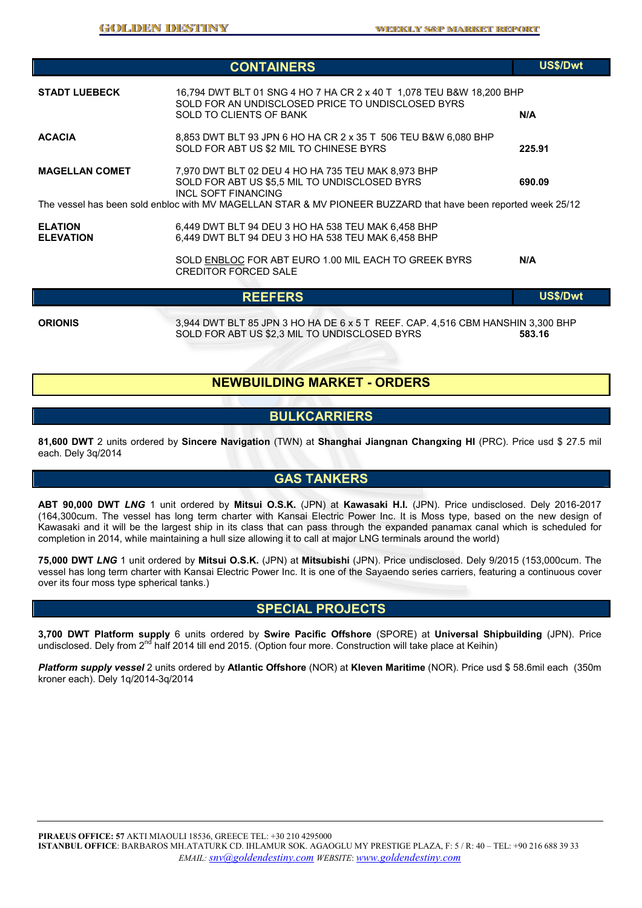## CONTAINERS

| Vessel | Details | US$/Dwt |
|---|---|---|
| **STADT LUEBECK** | 16,794 DWT BLT 01 SNG 4 HO 7 HA CR 2 x 40 T 1,078 TEU B&W 18,200 BHP<br>SOLD FOR AN UNDISCLOSED PRICE TO UNDISCLOSED BYRS<br>SOLD TO CLIENTS OF BANK | **N/A** |
| **ACACIA** | 8,853 DWT BLT 93 JPN 6 HO HA CR 2 x 35 T 506 TEU B&W 6,080 BHP<br>SOLD FOR ABT US $2 MIL TO CHINESE BYRS | **225.91** |
| **MAGELLAN COMET** | 7,970 DWT BLT 02 DEU 4 HO HA 735 TEU MAK 8,973 BHP<br>SOLD FOR ABT US $5,5 MIL TO UNDISCLOSED BYRS<br>INCL SOFT FINANCING | **690.09** |

The vessel has been sold enbloc with MV MAGELLAN STAR & MV PIONEER BUZZARD that have been reported week 25/12

| Vessel | Details | US$/Dwt |
|---|---|---|
| **ELATION**<br>**ELEVATION** | 6,449 DWT BLT 94 DEU 3 HO HA 538 TEU MAK 6,458 BHP<br>6,449 DWT BLT 94 DEU 3 HO HA 538 TEU MAK 6,458 BHP<br><br>SOLD ENBLOC FOR ABT EURO 1.00 MIL EACH TO GREEK BYRS<br>CREDITOR FORCED SALE | **N/A** |

## REEFERS

| Vessel | Details | US$/Dwt |
|---|---|---|
| **ORIONIS** | 3,944 DWT BLT 85 JPN 3 HO HA DE 6 x 5 T REEF. CAP. 4,516 CBM HANSHIN 3,300 BHP<br>SOLD FOR ABT US $2,3 MIL TO UNDISCLOSED BYRS | **583.16** |

## NEWBUILDING MARKET - ORDERS

### BULKCARRIERS

**81,600 DWT** 2 units ordered by **Sincere Navigation** (TWN) at **Shanghai Jiangnan Changxing HI** (PRC). Price usd $ 27.5 mil each. Dely 3q/2014

### GAS TANKERS

**ABT 90,000 DWT *LNG*** 1 unit ordered by **Mitsui O.S.K.** (JPN) at **Kawasaki H.I.** (JPN). Price undisclosed. Dely 2016-2017 (164,300cum. The vessel has long term charter with Kansai Electric Power Inc. It is Moss type, based on the new design of Kawasaki and it will be the largest ship in its class that can pass through the expanded panamax canal which is scheduled for completion in 2014, while maintaining a hull size allowing it to call at major LNG terminals around the world)

**75,000 DWT *LNG*** 1 unit ordered by **Mitsui O.S.K.** (JPN) at **Mitsubishi** (JPN). Price undisclosed. Dely 9/2015 (153,000cum. The vessel has long term charter with Kansai Electric Power Inc. It is one of the Sayaendo series carriers, featuring a continuous cover over its four moss type spherical tanks.)

### SPECIAL PROJECTS

**3,700 DWT Platform supply** 6 units ordered by **Swire Pacific Offshore** (SPORE) at **Universal Shipbuilding** (JPN). Price undisclosed. Dely from 2nd half 2014 till end 2015. (Option four more. Construction will take place at Keihin)

***Platform supply vessel*** 2 units ordered by **Atlantic Offshore** (NOR) at **Kleven Maritime** (NOR). Price usd $ 58.6mil each (350m kroner each). Dely 1q/2014-3q/2014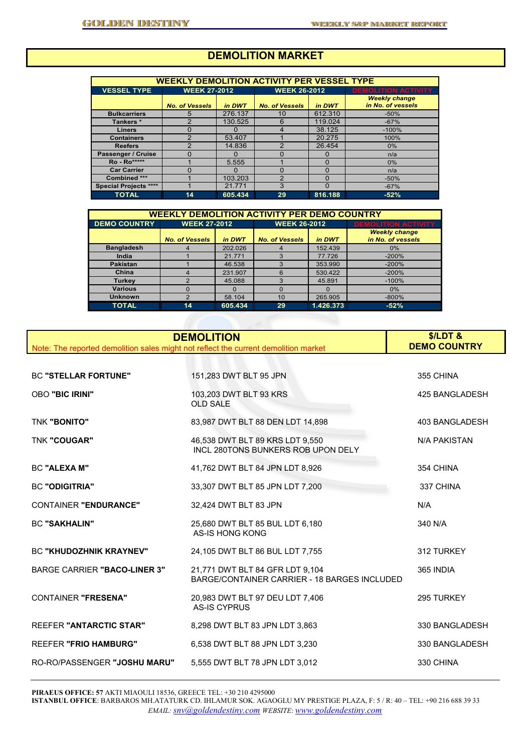# DEMOLITION MARKET

| WEEKLY DEMOLITION ACTIVITY PER VESSEL TYPE | | | | | |
|---|---|---|---|---|---|
| VESSEL TYPE | WEEK 27-2012 | | WEEK 26-2012 | | DEMOLITION ACTIVITY |
| | No. of Vessels | in DWT | No. of Vessels | in DWT | Weekly change in No. of vessels |
| Bulkcarriers | 5 | 276.137 | 10 | 612.310 | -50% |
| Tankers * | 2 | 130.525 | 6 | 119.024 | -67% |
| Liners | 0 | 0 | 4 | 38.125 | -100% |
| Containers | 2 | 53.407 | 1 | 20.275 | 100% |
| Reefers | 2 | 14.836 | 2 | 26.454 | 0% |
| Passenger / Cruise | 0 | 0 | 0 | 0 | n/a |
| Ro - Ro***** | 1 | 5.555 | 1 | 0 | 0% |
| Car Carrier | 0 | 0 | 0 | 0 | n/a |
| Combined *** | 1 | 103.203 | 2 | 0 | -50% |
| Special Projects **** | 1 | 21.771 | 3 | 0 | -67% |
| **TOTAL** | **14** | **605.434** | **29** | **816.188** | **-52%** |

| WEEKLY DEMOLITION ACTIVITY PER DEMO COUNTRY | | | | | |
|---|---|---|---|---|---|
| DEMO COUNTRY | WEEK 27-2012 | | WEEK 26-2012 | | DEMOLITION ACTIVITY |
| | No. of Vessels | in DWT | No. of Vessels | in DWT | Weekly change in No. of vessels |
| Bangladesh | 4 | 202.026 | 4 | 152.439 | 0% |
| India | 1 | 21.771 | 3 | 77.726 | -200% |
| Pakistan | 1 | 46.538 | 3 | 353.990 | -200% |
| China | 4 | 231.907 | 6 | 530.422 | -200% |
| Turkey | 2 | 45.088 | 3 | 45.891 | -100% |
| Various | 0 | 0 | 0 | 0 | 0% |
| Unknown | 2 | 58.104 | 10 | 265.905 | -800% |
| **TOTAL** | **14** | **605.434** | **29** | **1.426.373** | **-52%** |

## DEMOLITION

Note: The reported demolition sales might not reflect the current demolition market

| Vessel | Details | $/LDT & DEMO COUNTRY |
|---|---|---|
| BC **"STELLAR FORTUNE"** | 151,283 DWT BLT 95 JPN | 355 CHINA |
| OBO **"BIC IRINI"** | 103,203 DWT BLT 93 KRS OLD SALE | 425 BANGLADESH |
| TNK **"BONITO"** | 83,987 DWT BLT 88 DEN LDT 14,898 | 403 BANGLADESH |
| TNK **"COUGAR"** | 46,538 DWT BLT 89 KRS LDT 9,550 INCL 280TONS BUNKERS ROB UPON DELY | N/A PAKISTAN |
| BC **"ALEXA M"** | 41,762 DWT BLT 84 JPN LDT 8,926 | 354 CHINA |
| BC **"ODIGITRIA"** | 33,307 DWT BLT 85 JPN LDT 7,200 | 337 CHINA |
| CONTAINER **"ENDURANCE"** | 32,424 DWT BLT 83 JPN | N/A |
| BC **"SAKHALIN"** | 25,680 DWT BLT 85 BUL LDT 6,180 AS-IS HONG KONG | 340 N/A |
| BC **"KHUDOZHNIK KRAYNEV"** | 24,105 DWT BLT 86 BUL LDT 7,755 | 312 TURKEY |
| BARGE CARRIER **"BACO-LINER 3"** | 21,771 DWT BLT 84 GFR LDT 9,104 BARGE/CONTAINER CARRIER - 18 BARGES INCLUDED | 365 INDIA |
| CONTAINER **"FRESENA"** | 20,983 DWT BLT 97 DEU LDT 7,406 AS-IS CYPRUS | 295 TURKEY |
| REEFER **"ANTARCTIC STAR"** | 8,298 DWT BLT 83 JPN LDT 3,863 | 330 BANGLADESH |
| REEFER **"FRIO HAMBURG"** | 6,538 DWT BLT 88 JPN LDT 3,230 | 330 BANGLADESH |
| RO-RO/PASSENGER **"JOSHU MARU"** | 5,555 DWT BLT 78 JPN LDT 3,012 | 330 CHINA |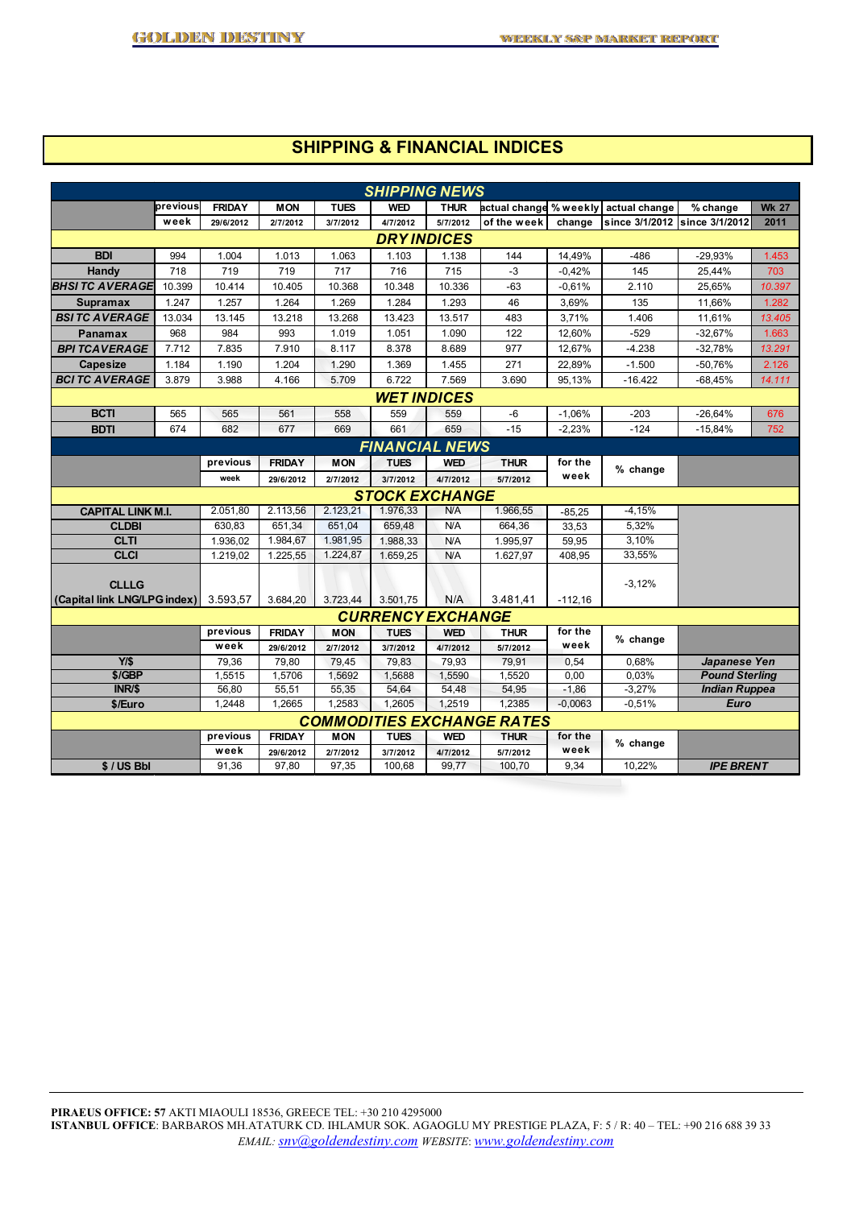## SHIPPING & FINANCIAL INDICES

### SHIPPING NEWS

| | previous week | FRIDAY 29/6/2012 | MON 2/7/2012 | TUES 3/7/2012 | WED 4/7/2012 | THUR 5/7/2012 | actual change of the week | % weekly change | actual change since 3/1/2012 | % change since 3/1/2012 | Wk 27 2011 |
|---|---|---|---|---|---|---|---|---|---|---|---|
| **DRY INDICES** | | | | | | | | | | | |
| BDI | 994 | 1.004 | 1.013 | 1.063 | 1.103 | 1.138 | 144 | 14,49% | -486 | -29,93% | 1.453 |
| Handy | 718 | 719 | 719 | 717 | 716 | 715 | -3 | -0,42% | 145 | 25,44% | 703 |
| BHSI TC AVERAGE | 10.399 | 10.414 | 10.405 | 10.368 | 10.348 | 10.336 | -63 | -0,61% | 2.110 | 25,65% | 10.397 |
| Supramax | 1.247 | 1.257 | 1.264 | 1.269 | 1.284 | 1.293 | 46 | 3,69% | 135 | 11,66% | 1.282 |
| BSI TC AVERAGE | 13.034 | 13.145 | 13.218 | 13.268 | 13.423 | 13.517 | 483 | 3,71% | 1.406 | 11,61% | 13.405 |
| Panamax | 968 | 984 | 993 | 1.019 | 1.051 | 1.090 | 122 | 12,60% | -529 | -32,67% | 1.663 |
| BPI TCAVERAGE | 7.712 | 7.835 | 7.910 | 8.117 | 8.378 | 8.689 | 977 | 12,67% | -4.238 | -32,78% | 13.291 |
| Capesize | 1.184 | 1.190 | 1.204 | 1.290 | 1.369 | 1.455 | 271 | 22,89% | -1.500 | -50,76% | 2.126 |
| BCI TC AVERAGE | 3.879 | 3.988 | 4.166 | 5.709 | 6.722 | 7.569 | 3.690 | 95,13% | -16.422 | -68,45% | 14.111 |
| **WET INDICES** | | | | | | | | | | | |
| BCTI | 565 | 565 | 561 | 558 | 559 | 559 | -6 | -1,06% | -203 | -26,64% | 676 |
| BDTI | 674 | 682 | 677 | 669 | 661 | 659 | -15 | -2,23% | -124 | -15,84% | 752 |

### FINANCIAL NEWS

#### STOCK EXCHANGE

| | previous week | FRIDAY 29/6/2012 | MON 2/7/2012 | TUES 3/7/2012 | WED 4/7/2012 | THUR 5/7/2012 | for the week | % change |
|---|---|---|---|---|---|---|---|---|
| CAPITAL LINK M.I. | 2.051,80 | 2.113,56 | 2.123,21 | 1.976,33 | N/A | 1.966,55 | -85,25 | -4,15% |
| CLDBI | 630,83 | 651,34 | 651,04 | 659,48 | N/A | 664,36 | 33,53 | 5,32% |
| CLTI | 1.936,02 | 1.984,67 | 1.981,95 | 1.988,33 | N/A | 1.995,97 | 59,95 | 3,10% |
| CLCI | 1.219,02 | 1.225,55 | 1.224,87 | 1.659,25 | N/A | 1.627,97 | 408,95 | 33,55% |
| CLLLG (Capital link LNG/LPG index) | 3.593,57 | 3.684,20 | 3.723,44 | 3.501,75 | N/A | 3.481,41 | -112,16 | -3,12% |

#### CURRENCY EXCHANGE

| | previous week | FRIDAY 29/6/2012 | MON 2/7/2012 | TUES 3/7/2012 | WED 4/7/2012 | THUR 5/7/2012 | for the week | % change | |
|---|---|---|---|---|---|---|---|---|---|
| Y/$ | 79,36 | 79,80 | 79,45 | 79,83 | 79,93 | 79,91 | 0,54 | 0,68% | Japanese Yen |
| $/GBP | 1,5515 | 1,5706 | 1,5692 | 1,5688 | 1,5590 | 1,5520 | 0,00 | 0,03% | Pound Sterling |
| INR/$ | 56,80 | 55,51 | 55,35 | 54,64 | 54,48 | 54,95 | -1,86 | -3,27% | Indian Ruppea |
| $/Euro | 1,2448 | 1,2665 | 1,2583 | 1,2605 | 1,2519 | 1,2385 | -0,0063 | -0,51% | Euro |

#### COMMODITIES EXCHANGE RATES

| | previous week | FRIDAY 29/6/2012 | MON 2/7/2012 | TUES 3/7/2012 | WED 4/7/2012 | THUR 5/7/2012 | for the week | % change | |
|---|---|---|---|---|---|---|---|---|---|
| $ / US Bbl | 91,36 | 97,80 | 97,35 | 100,68 | 99,77 | 100,70 | 9,34 | 10,22% | IPE BRENT |

**PIRAEUS OFFICE: 57** AKTI MIAOULI 18536, GREECE TEL: +30 210 4295000
**ISTANBUL OFFICE**: BARBAROS MH.ATATURK CD. IHLAMUR SOK. AGAOGLU MY PRESTIGE PLAZA, F: 5 / R: 40 – TEL: +90 216 688 39 33
*EMAIL: snv@goldendestiny.com WEBSITE: www.goldendestiny.com*